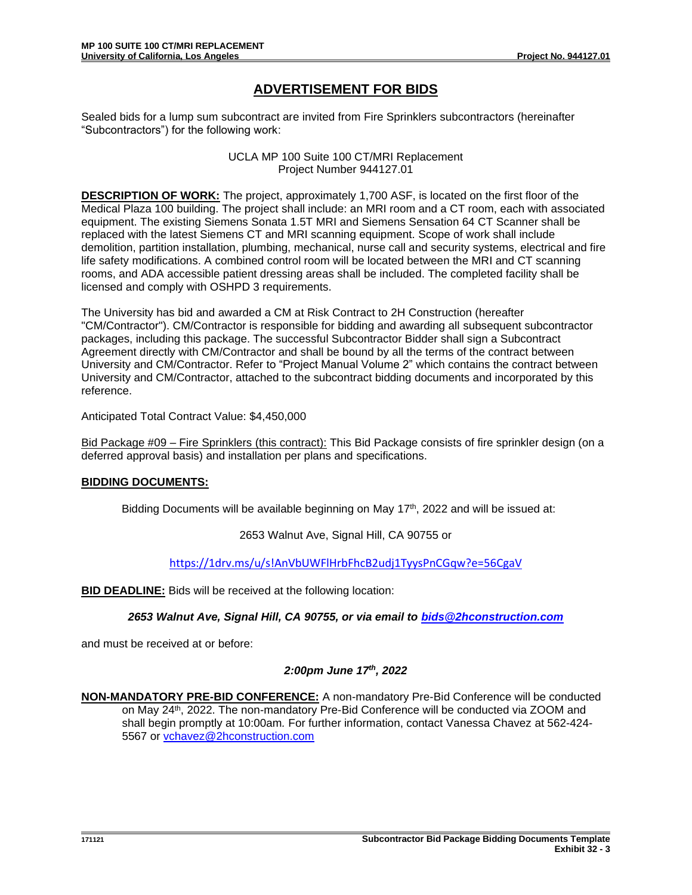# ADVERTISEMENT FOR BIDS

Sealed bids for a lump sum subcontract are invited from Fire Sprinklers subcontractors (hereinafter "Subcontractors") for the following work:

UCLA MP 100 Suite 100 CT/MRI Replacement
Project Number 944127.01

**DESCRIPTION OF WORK:** The project, approximately 1,700 ASF, is located on the first floor of the Medical Plaza 100 building. The project shall include: an MRI room and a CT room, each with associated equipment. The existing Siemens Sonata 1.5T MRI and Siemens Sensation 64 CT Scanner shall be replaced with the latest Siemens CT and MRI scanning equipment. Scope of work shall include demolition, partition installation, plumbing, mechanical, nurse call and security systems, electrical and fire life safety modifications. A combined control room will be located between the MRI and CT scanning rooms, and ADA accessible patient dressing areas shall be included. The completed facility shall be licensed and comply with OSHPD 3 requirements.

The University has bid and awarded a CM at Risk Contract to 2H Construction (hereafter "CM/Contractor"). CM/Contractor is responsible for bidding and awarding all subsequent subcontractor packages, including this package. The successful Subcontractor Bidder shall sign a Subcontract Agreement directly with CM/Contractor and shall be bound by all the terms of the contract between University and CM/Contractor. Refer to "Project Manual Volume 2" which contains the contract between University and CM/Contractor, attached to the subcontract bidding documents and incorporated by this reference.

Anticipated Total Contract Value: $4,450,000

Bid Package #09 – Fire Sprinklers (this contract): This Bid Package consists of fire sprinkler design (on a deferred approval basis) and installation per plans and specifications.

**BIDDING DOCUMENTS:**

Bidding Documents will be available beginning on May 17th, 2022 and will be issued at:

2653 Walnut Ave, Signal Hill, CA 90755 or

https://1drv.ms/u/s!AnVbUWFlHrbFhcB2udj1TyysPnCGqw?e=56CgaV

**BID DEADLINE:** Bids will be received at the following location:

***2653 Walnut Ave, Signal Hill, CA 90755, or via email to bids@2hconstruction.com***

and must be received at or before:

***2:00pm June 17th, 2022***

**NON-MANDATORY PRE-BID CONFERENCE:** A non-mandatory Pre-Bid Conference will be conducted on May 24th, 2022. The non-mandatory Pre-Bid Conference will be conducted via ZOOM and shall begin promptly at 10:00am. For further information, contact Vanessa Chavez at 562-424-5567 or vchavez@2hconstruction.com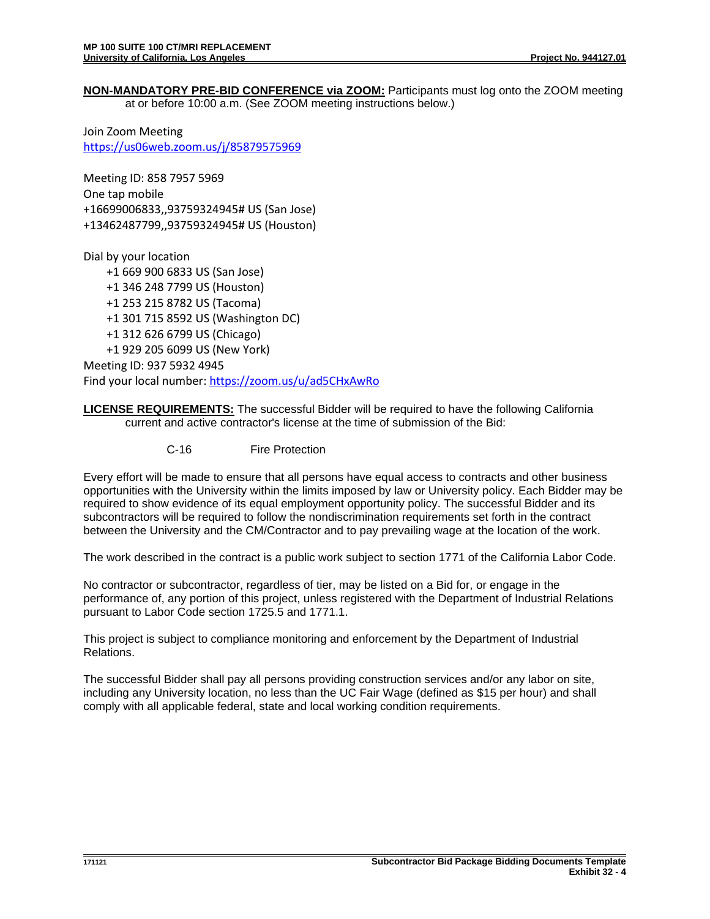**NON-MANDATORY PRE-BID CONFERENCE via ZOOM:** Participants must log onto the ZOOM meeting at or before 10:00 a.m. (See ZOOM meeting instructions below.)

Join Zoom Meeting
https://us06web.zoom.us/j/85879575969

Meeting ID: 858 7957 5969
One tap mobile
+16699006833,,93759324945# US (San Jose)
+13462487799,,93759324945# US (Houston)

Dial by your location
+1 669 900 6833 US (San Jose)
+1 346 248 7799 US (Houston)
+1 253 215 8782 US (Tacoma)
+1 301 715 8592 US (Washington DC)
+1 312 626 6799 US (Chicago)
+1 929 205 6099 US (New York)
Meeting ID: 937 5932 4945
Find your local number: https://zoom.us/u/ad5CHxAwRo

**LICENSE REQUIREMENTS:** The successful Bidder will be required to have the following California current and active contractor's license at the time of submission of the Bid:

C-16 Fire Protection

Every effort will be made to ensure that all persons have equal access to contracts and other business opportunities with the University within the limits imposed by law or University policy. Each Bidder may be required to show evidence of its equal employment opportunity policy. The successful Bidder and its subcontractors will be required to follow the nondiscrimination requirements set forth in the contract between the University and the CM/Contractor and to pay prevailing wage at the location of the work.

The work described in the contract is a public work subject to section 1771 of the California Labor Code.

No contractor or subcontractor, regardless of tier, may be listed on a Bid for, or engage in the performance of, any portion of this project, unless registered with the Department of Industrial Relations pursuant to Labor Code section 1725.5 and 1771.1.

This project is subject to compliance monitoring and enforcement by the Department of Industrial Relations.

The successful Bidder shall pay all persons providing construction services and/or any labor on site, including any University location, no less than the UC Fair Wage (defined as $15 per hour) and shall comply with all applicable federal, state and local working condition requirements.